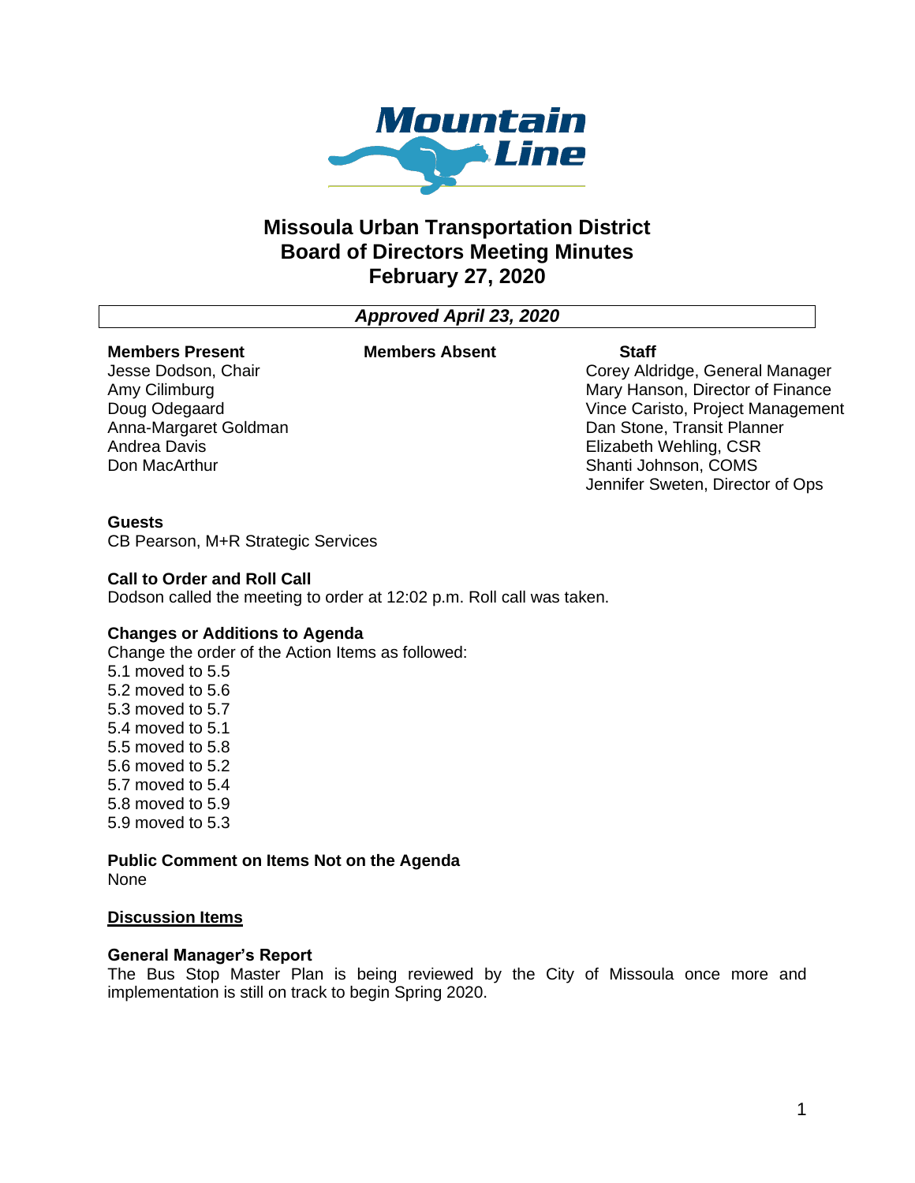Mountain Line

# Missoula Urban Transportation District
# Board of Directors Meeting Minutes
# February 27, 2020

***Approved April 23, 2020***

| Members Present | Members Absent | Staff |
|---|---|---|
| Jesse Dodson, Chair | | Corey Aldridge, General Manager |
| Amy Cilimburg | | Mary Hanson, Director of Finance |
| Doug Odegaard | | Vince Caristo, Project Management |
| Anna-Margaret Goldman | | Dan Stone, Transit Planner |
| Andrea Davis | | Elizabeth Wehling, CSR |
| Don MacArthur | | Shanti Johnson, COMS |
| | | Jennifer Sweten, Director of Ops |

**Guests**
CB Pearson, M+R Strategic Services

**Call to Order and Roll Call**
Dodson called the meeting to order at 12:02 p.m. Roll call was taken.

**Changes or Additions to Agenda**
Change the order of the Action Items as followed:
5.1 moved to 5.5
5.2 moved to 5.6
5.3 moved to 5.7
5.4 moved to 5.1
5.5 moved to 5.8
5.6 moved to 5.2
5.7 moved to 5.4
5.8 moved to 5.9
5.9 moved to 5.3

**Public Comment on Items Not on the Agenda**
None

## Discussion Items

**General Manager's Report**
The Bus Stop Master Plan is being reviewed by the City of Missoula once more and implementation is still on track to begin Spring 2020.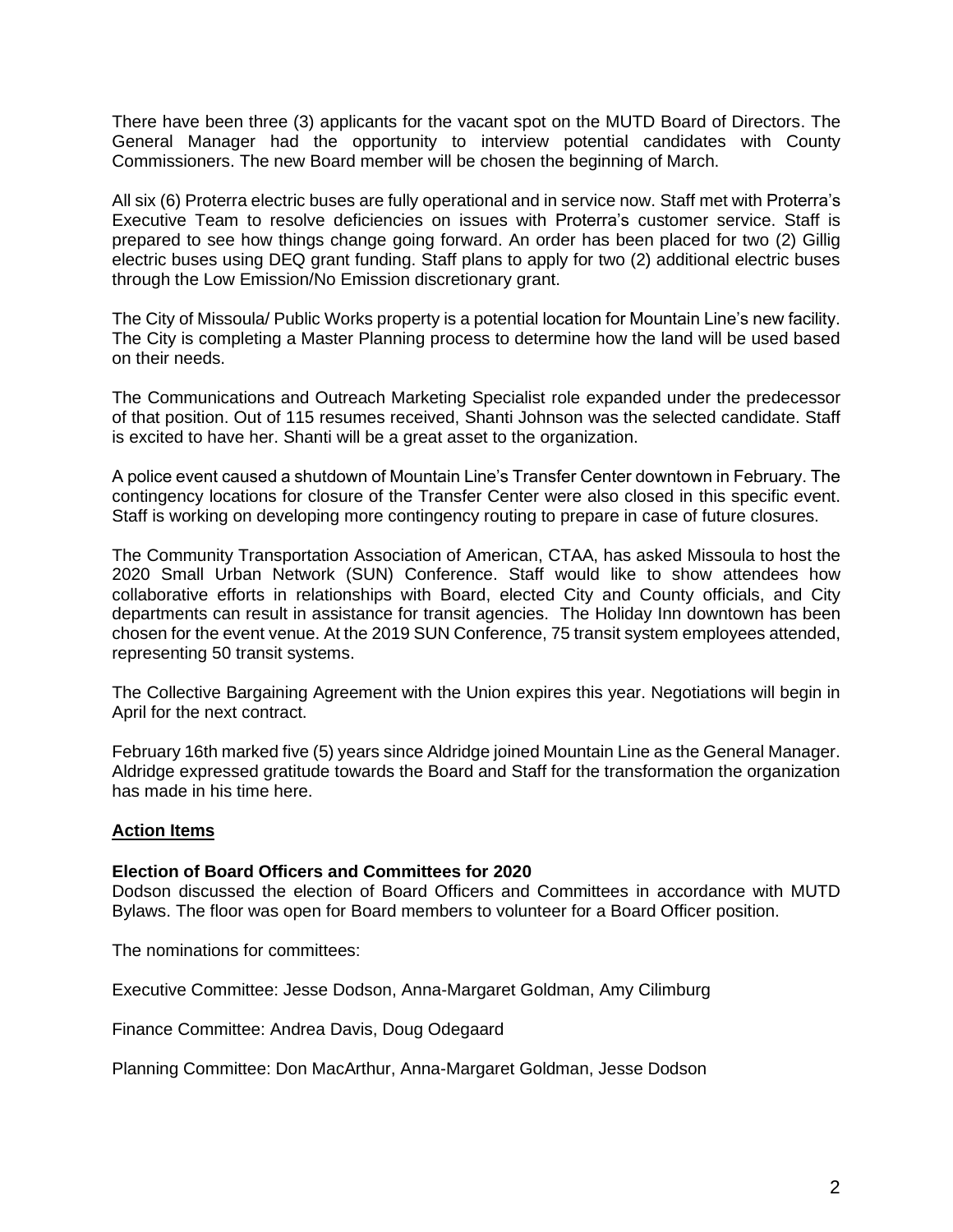There have been three (3) applicants for the vacant spot on the MUTD Board of Directors. The General Manager had the opportunity to interview potential candidates with County Commissioners. The new Board member will be chosen the beginning of March.

All six (6) Proterra electric buses are fully operational and in service now. Staff met with Proterra's Executive Team to resolve deficiencies on issues with Proterra's customer service. Staff is prepared to see how things change going forward. An order has been placed for two (2) Gillig electric buses using DEQ grant funding. Staff plans to apply for two (2) additional electric buses through the Low Emission/No Emission discretionary grant.

The City of Missoula/ Public Works property is a potential location for Mountain Line's new facility. The City is completing a Master Planning process to determine how the land will be used based on their needs.

The Communications and Outreach Marketing Specialist role expanded under the predecessor of that position. Out of 115 resumes received, Shanti Johnson was the selected candidate. Staff is excited to have her. Shanti will be a great asset to the organization.

A police event caused a shutdown of Mountain Line's Transfer Center downtown in February. The contingency locations for closure of the Transfer Center were also closed in this specific event. Staff is working on developing more contingency routing to prepare in case of future closures.

The Community Transportation Association of American, CTAA, has asked Missoula to host the 2020 Small Urban Network (SUN) Conference. Staff would like to show attendees how collaborative efforts in relationships with Board, elected City and County officials, and City departments can result in assistance for transit agencies. The Holiday Inn downtown has been chosen for the event venue. At the 2019 SUN Conference, 75 transit system employees attended, representing 50 transit systems.

The Collective Bargaining Agreement with the Union expires this year. Negotiations will begin in April for the next contract.

February 16th marked five (5) years since Aldridge joined Mountain Line as the General Manager. Aldridge expressed gratitude towards the Board and Staff for the transformation the organization has made in his time here.

## Action Items

**Election of Board Officers and Committees for 2020**
Dodson discussed the election of Board Officers and Committees in accordance with MUTD Bylaws. The floor was open for Board members to volunteer for a Board Officer position.

The nominations for committees:

Executive Committee: Jesse Dodson, Anna-Margaret Goldman, Amy Cilimburg

Finance Committee: Andrea Davis, Doug Odegaard

Planning Committee: Don MacArthur, Anna-Margaret Goldman, Jesse Dodson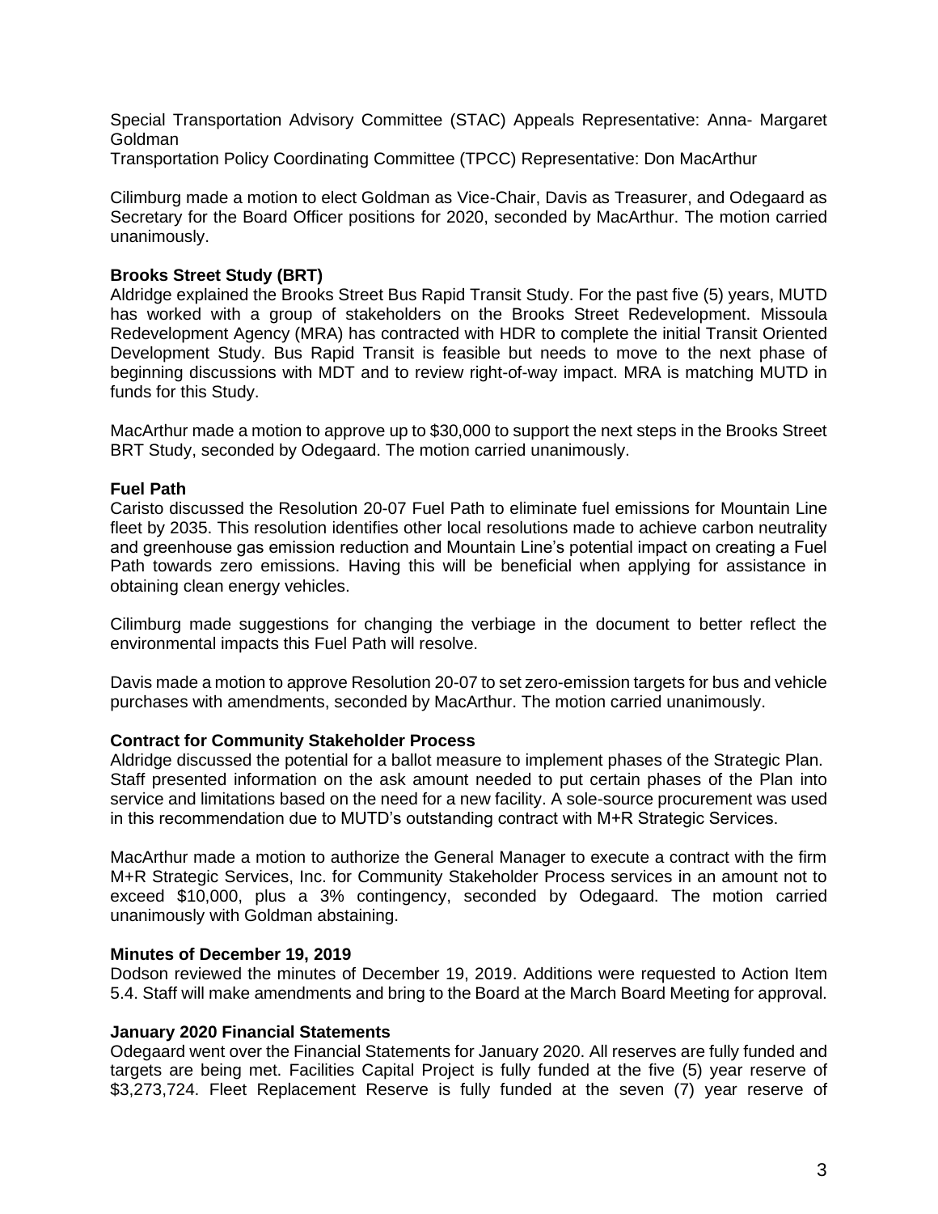Special Transportation Advisory Committee (STAC) Appeals Representative: Anna- Margaret Goldman
Transportation Policy Coordinating Committee (TPCC) Representative: Don MacArthur

Cilimburg made a motion to elect Goldman as Vice-Chair, Davis as Treasurer, and Odegaard as Secretary for the Board Officer positions for 2020, seconded by MacArthur. The motion carried unanimously.

**Brooks Street Study (BRT)**
Aldridge explained the Brooks Street Bus Rapid Transit Study. For the past five (5) years, MUTD has worked with a group of stakeholders on the Brooks Street Redevelopment. Missoula Redevelopment Agency (MRA) has contracted with HDR to complete the initial Transit Oriented Development Study. Bus Rapid Transit is feasible but needs to move to the next phase of beginning discussions with MDT and to review right-of-way impact. MRA is matching MUTD in funds for this Study.

MacArthur made a motion to approve up to $30,000 to support the next steps in the Brooks Street BRT Study, seconded by Odegaard. The motion carried unanimously.

**Fuel Path**
Caristo discussed the Resolution 20-07 Fuel Path to eliminate fuel emissions for Mountain Line fleet by 2035. This resolution identifies other local resolutions made to achieve carbon neutrality and greenhouse gas emission reduction and Mountain Line's potential impact on creating a Fuel Path towards zero emissions. Having this will be beneficial when applying for assistance in obtaining clean energy vehicles.

Cilimburg made suggestions for changing the verbiage in the document to better reflect the environmental impacts this Fuel Path will resolve.

Davis made a motion to approve Resolution 20-07 to set zero-emission targets for bus and vehicle purchases with amendments, seconded by MacArthur. The motion carried unanimously.

**Contract for Community Stakeholder Process**
Aldridge discussed the potential for a ballot measure to implement phases of the Strategic Plan. Staff presented information on the ask amount needed to put certain phases of the Plan into service and limitations based on the need for a new facility. A sole-source procurement was used in this recommendation due to MUTD's outstanding contract with M+R Strategic Services.

MacArthur made a motion to authorize the General Manager to execute a contract with the firm M+R Strategic Services, Inc. for Community Stakeholder Process services in an amount not to exceed $10,000, plus a 3% contingency, seconded by Odegaard. The motion carried unanimously with Goldman abstaining.

**Minutes of December 19, 2019**
Dodson reviewed the minutes of December 19, 2019. Additions were requested to Action Item 5.4. Staff will make amendments and bring to the Board at the March Board Meeting for approval.

**January 2020 Financial Statements**
Odegaard went over the Financial Statements for January 2020. All reserves are fully funded and targets are being met. Facilities Capital Project is fully funded at the five (5) year reserve of $3,273,724. Fleet Replacement Reserve is fully funded at the seven (7) year reserve of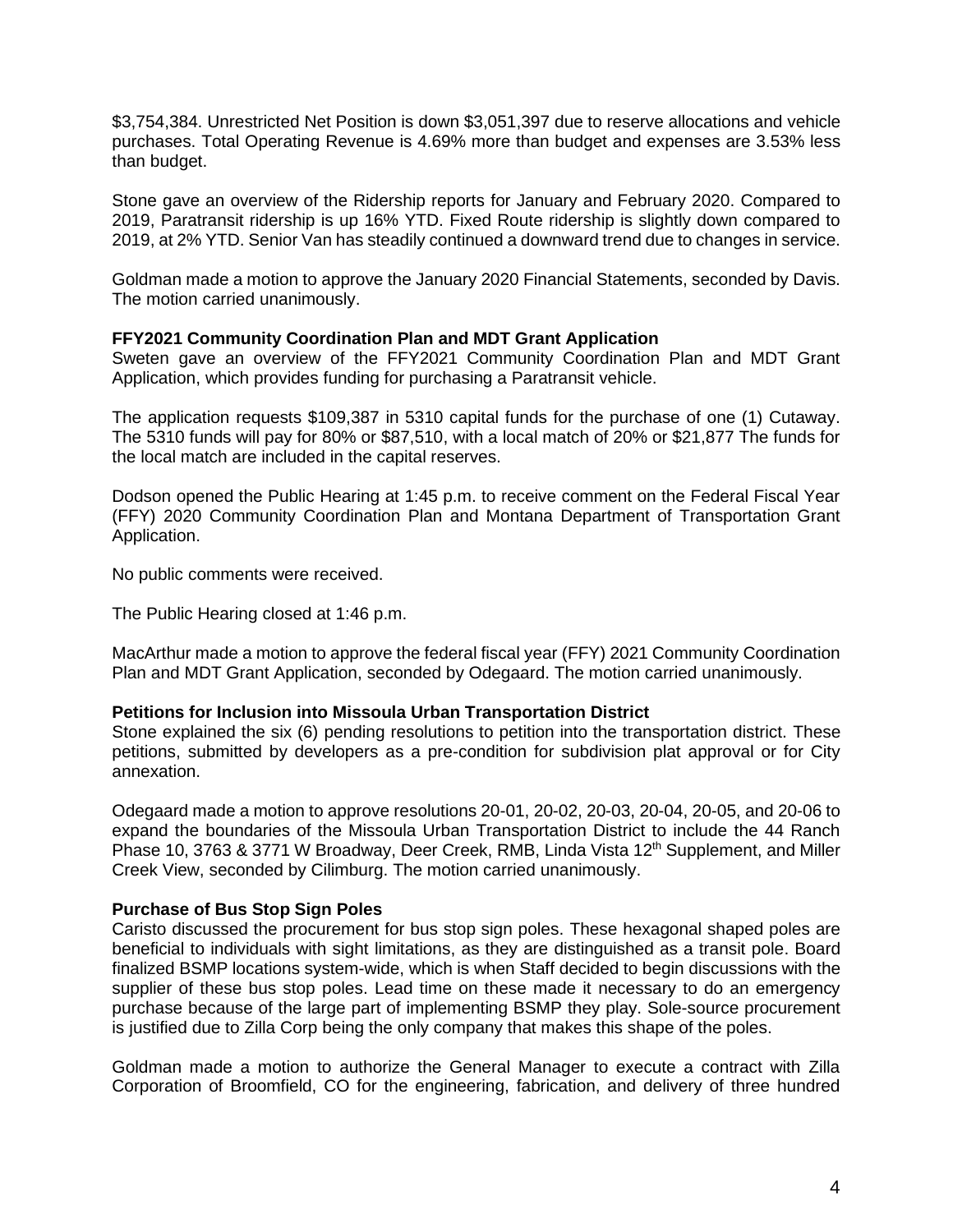$3,754,384. Unrestricted Net Position is down $3,051,397 due to reserve allocations and vehicle purchases. Total Operating Revenue is 4.69% more than budget and expenses are 3.53% less than budget.

Stone gave an overview of the Ridership reports for January and February 2020. Compared to 2019, Paratransit ridership is up 16% YTD. Fixed Route ridership is slightly down compared to 2019, at 2% YTD. Senior Van has steadily continued a downward trend due to changes in service.

Goldman made a motion to approve the January 2020 Financial Statements, seconded by Davis. The motion carried unanimously.

**FFY2021 Community Coordination Plan and MDT Grant Application**

Sweten gave an overview of the FFY2021 Community Coordination Plan and MDT Grant Application, which provides funding for purchasing a Paratransit vehicle.

The application requests $109,387 in 5310 capital funds for the purchase of one (1) Cutaway. The 5310 funds will pay for 80% or $87,510, with a local match of 20% or $21,877 The funds for the local match are included in the capital reserves.

Dodson opened the Public Hearing at 1:45 p.m. to receive comment on the Federal Fiscal Year (FFY) 2020 Community Coordination Plan and Montana Department of Transportation Grant Application.

No public comments were received.

The Public Hearing closed at 1:46 p.m.

MacArthur made a motion to approve the federal fiscal year (FFY) 2021 Community Coordination Plan and MDT Grant Application, seconded by Odegaard. The motion carried unanimously.

**Petitions for Inclusion into Missoula Urban Transportation District**

Stone explained the six (6) pending resolutions to petition into the transportation district. These petitions, submitted by developers as a pre-condition for subdivision plat approval or for City annexation.

Odegaard made a motion to approve resolutions 20-01, 20-02, 20-03, 20-04, 20-05, and 20-06 to expand the boundaries of the Missoula Urban Transportation District to include the 44 Ranch Phase 10, 3763 & 3771 W Broadway, Deer Creek, RMB, Linda Vista 12th Supplement, and Miller Creek View, seconded by Cilimburg. The motion carried unanimously.

**Purchase of Bus Stop Sign Poles**

Caristo discussed the procurement for bus stop sign poles. These hexagonal shaped poles are beneficial to individuals with sight limitations, as they are distinguished as a transit pole. Board finalized BSMP locations system-wide, which is when Staff decided to begin discussions with the supplier of these bus stop poles. Lead time on these made it necessary to do an emergency purchase because of the large part of implementing BSMP they play. Sole-source procurement is justified due to Zilla Corp being the only company that makes this shape of the poles.

Goldman made a motion to authorize the General Manager to execute a contract with Zilla Corporation of Broomfield, CO for the engineering, fabrication, and delivery of three hundred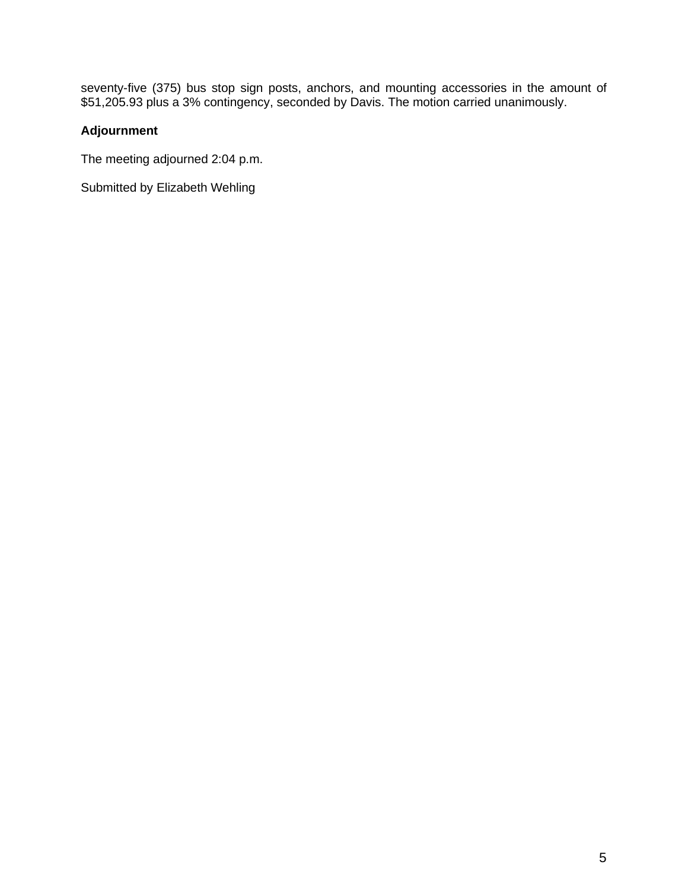seventy-five (375) bus stop sign posts, anchors, and mounting accessories in the amount of $51,205.93 plus a 3% contingency, seconded by Davis. The motion carried unanimously.

**Adjournment**

The meeting adjourned 2:04 p.m.

Submitted by Elizabeth Wehling